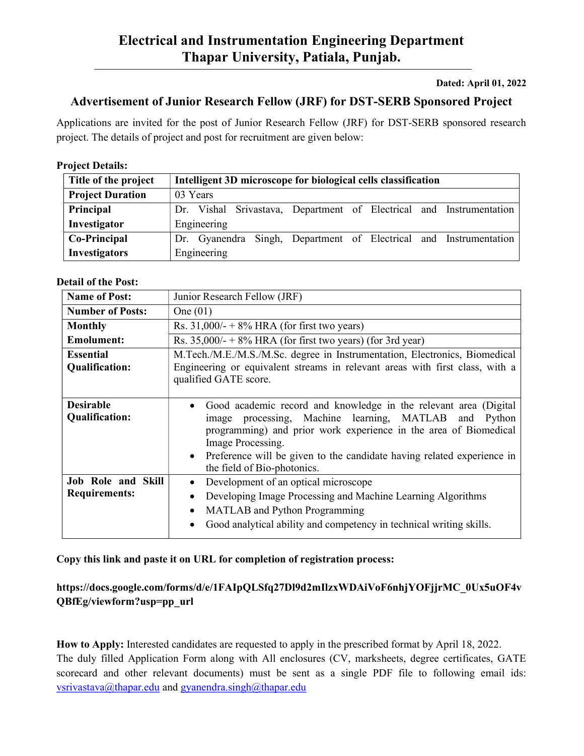# Electrical and Instrumentation Engineering Department
# Thapar University, Patiala, Punjab.

**Dated: April 01, 2022**

## Advertisement of Junior Research Fellow (JRF) for DST-SERB Sponsored Project

Applications are invited for the post of Junior Research Fellow (JRF) for DST-SERB sponsored research project. The details of project and post for recruitment are given below:

**Project Details:**

| **Title of the project** | **Intelligent 3D microscope for biological cells classification** |
|---|---|
| **Project Duration** | 03 Years |
| **Principal Investigator** | Dr. Vishal Srivastava, Department of Electrical and Instrumentation Engineering |
| **Co-Principal Investigators** | Dr. Gyanendra Singh, Department of Electrical and Instrumentation Engineering |

**Detail of the Post:**

| **Name of Post:** | Junior Research Fellow (JRF) |
|---|---|
| **Number of Posts:** | One (01) |
| **Monthly Emolument:** | Rs. 31,000/- + 8% HRA (for first two years)<br>Rs. 35,000/- + 8% HRA (for first two years) (for 3rd year) |
| **Essential Qualification:** | M.Tech./M.E./M.S./M.Sc. degree in Instrumentation, Electronics, Biomedical Engineering or equivalent streams in relevant areas with first class, with a qualified GATE score. |
| **Desirable Qualification:** | • Good academic record and knowledge in the relevant area (Digital image processing, Machine learning, MATLAB and Python programming) and prior work experience in the area of Biomedical Image Processing.<br>• Preference will be given to the candidate having related experience in the field of Bio-photonics. |
| **Job Role and Skill Requirements:** | • Development of an optical microscope<br>• Developing Image Processing and Machine Learning Algorithms<br>• MATLAB and Python Programming<br>• Good analytical ability and competency in technical writing skills. |

**Copy this link and paste it on URL for completion of registration process:**

**https://docs.google.com/forms/d/e/1FAIpQLSfq27Dl9d2mIlzxWDAiVoF6nhjYOFjjrMC_0Ux5uOF4vQBfEg/viewform?usp=pp_url**

**How to Apply:** Interested candidates are requested to apply in the prescribed format by April 18, 2022. The duly filled Application Form along with All enclosures (CV, marksheets, degree certificates, GATE scorecard and other relevant documents) must be sent as a single PDF file to following email ids: vsrivastava@thapar.edu and gyanendra.singh@thapar.edu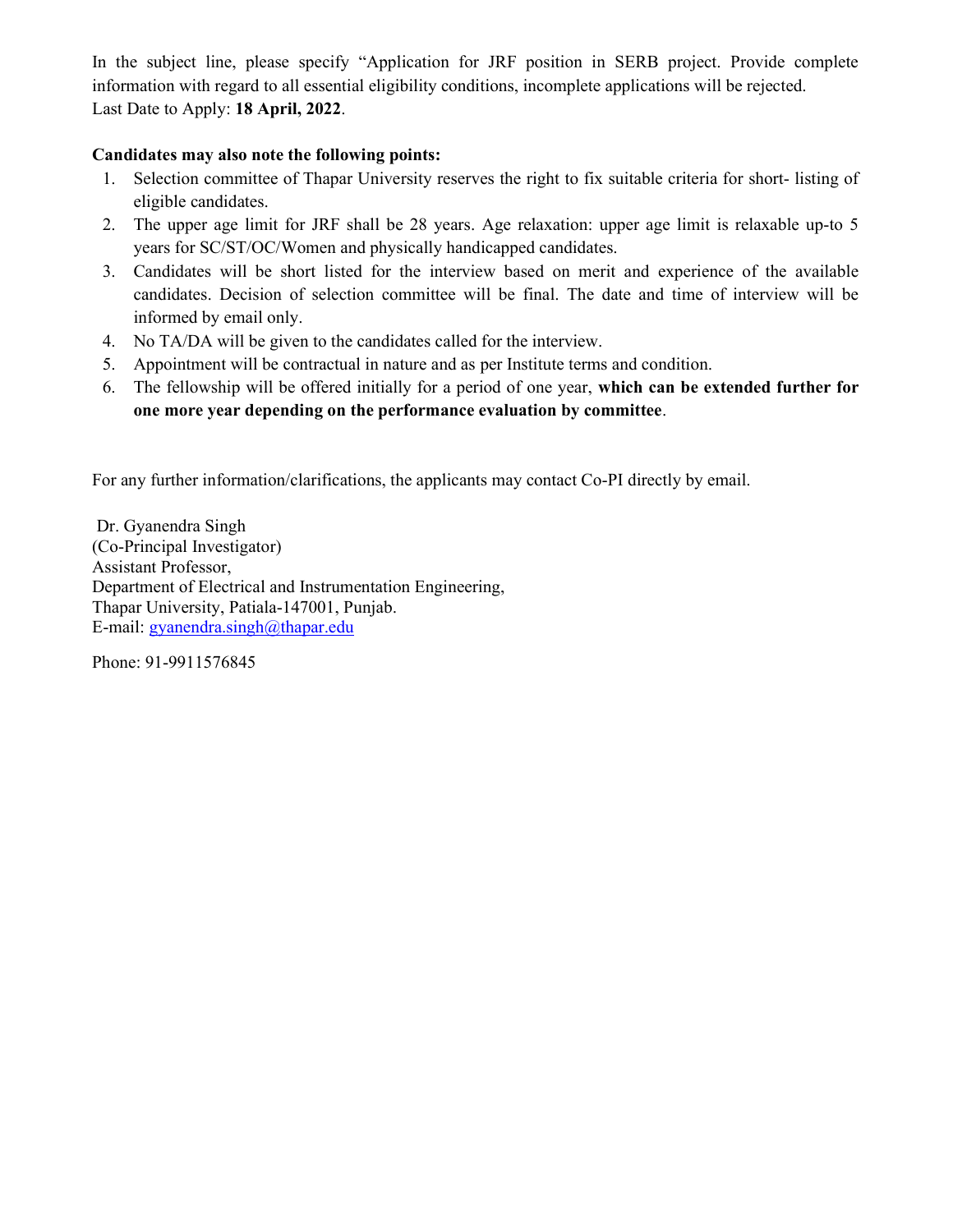In the subject line, please specify "Application for JRF position in SERB project. Provide complete information with regard to all essential eligibility conditions, incomplete applications will be rejected.
Last Date to Apply: **18 April, 2022**.

**Candidates may also note the following points:**

1. Selection committee of Thapar University reserves the right to fix suitable criteria for short- listing of eligible candidates.
2. The upper age limit for JRF shall be 28 years. Age relaxation: upper age limit is relaxable up-to 5 years for SC/ST/OC/Women and physically handicapped candidates.
3. Candidates will be short listed for the interview based on merit and experience of the available candidates. Decision of selection committee will be final. The date and time of interview will be informed by email only.
4. No TA/DA will be given to the candidates called for the interview.
5. Appointment will be contractual in nature and as per Institute terms and condition.
6. The fellowship will be offered initially for a period of one year, **which can be extended further for one more year depending on the performance evaluation by committee**.

For any further information/clarifications, the applicants may contact Co-PI directly by email.

Dr. Gyanendra Singh
(Co-Principal Investigator)
Assistant Professor,
Department of Electrical and Instrumentation Engineering,
Thapar University, Patiala-147001, Punjab.
E-mail: gyanendra.singh@thapar.edu

Phone: 91-9911576845